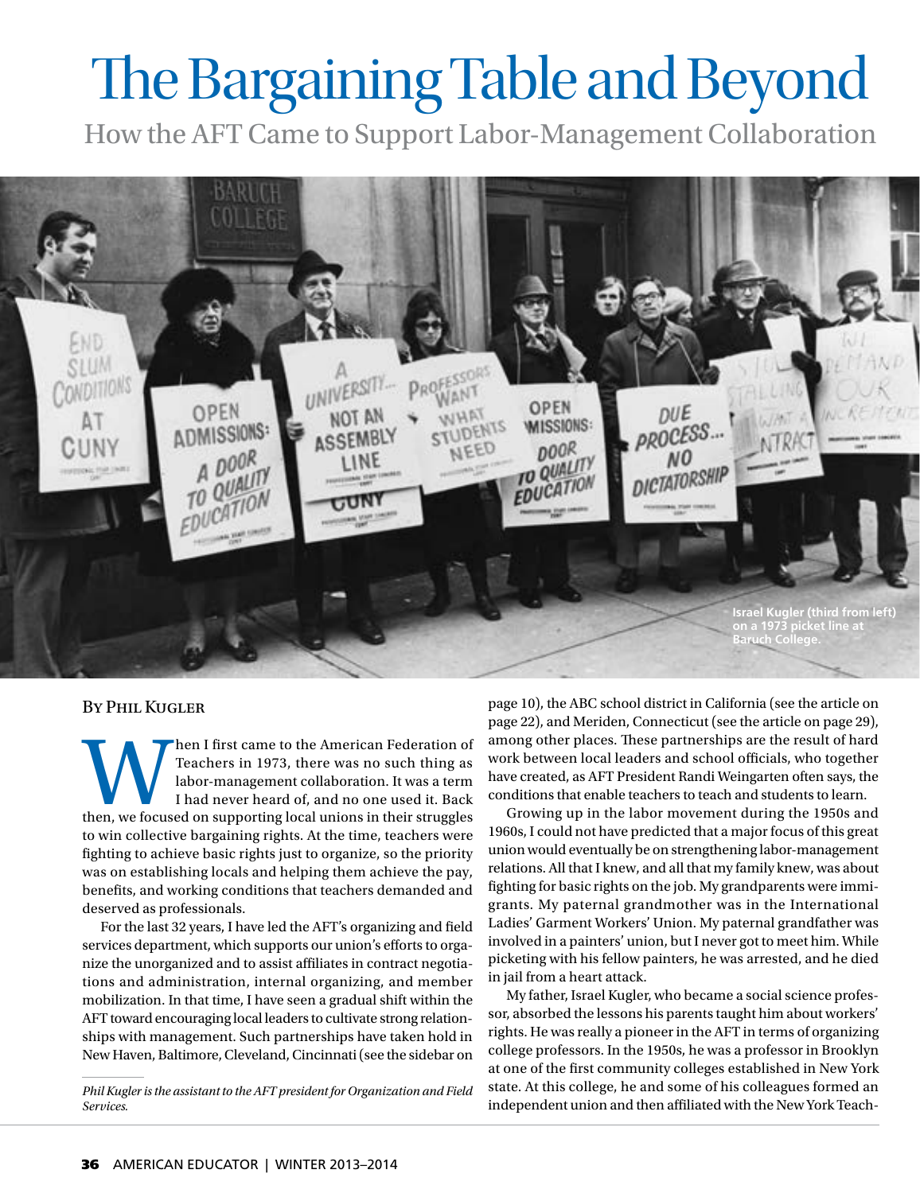# The Bargaining Table and Beyond

## How the AFT Came to Support Labor-Management Collaboration

Israel Kugler (third from left) on a 1973 picket line at Baruch College.

By Phil Kugler

When I first came to the American Federation of Teachers in 1973, there was no such thing as labor-management collaboration. It was a term I had never heard of, and no one used it. Back then, we focused on supporting local unions in their struggles to win collective bargaining rights. At the time, teachers were fighting to achieve basic rights just to organize, so the priority was on establishing locals and helping them achieve the pay, benefits, and working conditions that teachers demanded and deserved as professionals.

For the last 32 years, I have led the AFT's organizing and field services department, which supports our union's efforts to organize the unorganized and to assist affiliates in contract negotiations and administration, internal organizing, and member mobilization. In that time, I have seen a gradual shift within the AFT toward encouraging local leaders to cultivate strong relationships with management. Such partnerships have taken hold in New Haven, Baltimore, Cleveland, Cincinnati (see the sidebar on page 10), the ABC school district in California (see the article on page 22), and Meriden, Connecticut (see the article on page 29), among other places. These partnerships are the result of hard work between local leaders and school officials, who together have created, as AFT President Randi Weingarten often says, the conditions that enable teachers to teach and students to learn.

Growing up in the labor movement during the 1950s and 1960s, I could not have predicted that a major focus of this great union would eventually be on strengthening labor-management relations. All that I knew, and all that my family knew, was about fighting for basic rights on the job. My grandparents were immigrants. My paternal grandmother was in the International Ladies' Garment Workers' Union. My paternal grandfather was involved in a painters' union, but I never got to meet him. While picketing with his fellow painters, he was arrested, and he died in jail from a heart attack.

My father, Israel Kugler, who became a social science professor, absorbed the lessons his parents taught him about workers' rights. He was really a pioneer in the AFT in terms of organizing college professors. In the 1950s, he was a professor in Brooklyn at one of the first community colleges established in New York state. At this college, he and some of his colleagues formed an independent union and then affiliated with the New York Teach-

*Phil Kugler is the assistant to the AFT president for Organization and Field Services.*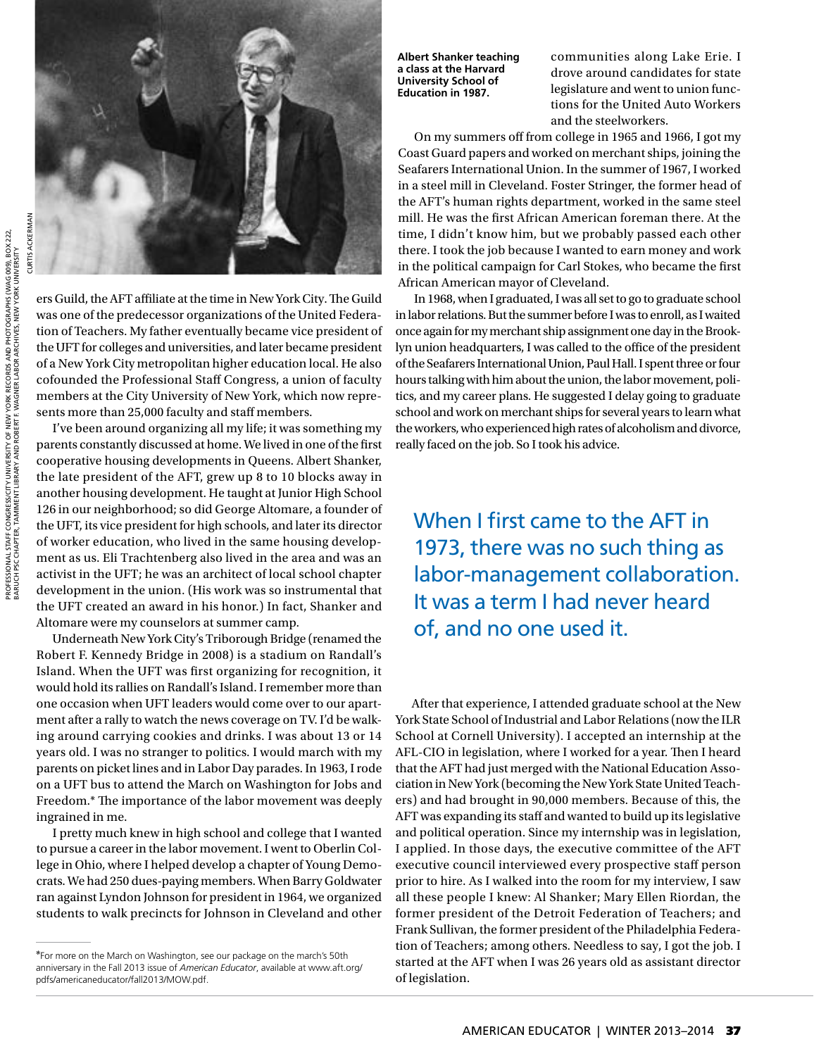ers Guild, the AFT affiliate at the time in New York City. The Guild was one of the predecessor organizations of the United Federation of Teachers. My father eventually became vice president of the UFT for colleges and universities, and later became president of a New York City metropolitan higher education local. He also cofounded the Professional Staff Congress, a union of faculty members at the City University of New York, which now represents more than 25,000 faculty and staff members.

I've been around organizing all my life; it was something my parents constantly discussed at home. We lived in one of the first cooperative housing developments in Queens. Albert Shanker, the late president of the AFT, grew up 8 to 10 blocks away in another housing development. He taught at Junior High School 126 in our neighborhood; so did George Altomare, a founder of the UFT, its vice president for high schools, and later its director of worker education, who lived in the same housing development as us. Eli Trachtenberg also lived in the area and was an activist in the UFT; he was an architect of local school chapter development in the union. (His work was so instrumental that the UFT created an award in his honor.) In fact, Shanker and Altomare were my counselors at summer camp.

Underneath New York City's Triborough Bridge (renamed the Robert F. Kennedy Bridge in 2008) is a stadium on Randall's Island. When the UFT was first organizing for recognition, it would hold its rallies on Randall's Island. I remember more than one occasion when UFT leaders would come over to our apartment after a rally to watch the news coverage on TV. I'd be walking around carrying cookies and drinks. I was about 13 or 14 years old. I was no stranger to politics. I would march with my parents on picket lines and in Labor Day parades. In 1963, I rode on a UFT bus to attend the March on Washington for Jobs and Freedom.* The importance of the labor movement was deeply ingrained in me.

I pretty much knew in high school and college that I wanted to pursue a career in the labor movement. I went to Oberlin College in Ohio, where I helped develop a chapter of Young Democrats. We had 250 dues-paying members. When Barry Goldwater ran against Lyndon Johnson for president in 1964, we organized students to walk precincts for Johnson in Cleveland and other communities along Lake Erie. I drove around candidates for state legislature and went to union functions for the United Auto Workers and the steelworkers.

**Albert Shanker teaching a class at the Harvard University School of Education in 1987.**

On my summers off from college in 1965 and 1966, I got my Coast Guard papers and worked on merchant ships, joining the Seafarers International Union. In the summer of 1967, I worked in a steel mill in Cleveland. Foster Stringer, the former head of the AFT's human rights department, worked in the same steel mill. He was the first African American foreman there. At the time, I didn't know him, but we probably passed each other there. I took the job because I wanted to earn money and work in the political campaign for Carl Stokes, who became the first African American mayor of Cleveland.

In 1968, when I graduated, I was all set to go to graduate school in labor relations. But the summer before I was to enroll, as I waited once again for my merchant ship assignment one day in the Brooklyn union headquarters, I was called to the office of the president of the Seafarers International Union, Paul Hall. I spent three or four hours talking with him about the union, the labor movement, politics, and my career plans. He suggested I delay going to graduate school and work on merchant ships for several years to learn what the workers, who experienced high rates of alcoholism and divorce, really faced on the job. So I took his advice.

> When I first came to the AFT in 1973, there was no such thing as labor-management collaboration. It was a term I had never heard of, and no one used it.

After that experience, I attended graduate school at the New York State School of Industrial and Labor Relations (now the ILR School at Cornell University). I accepted an internship at the AFL-CIO in legislation, where I worked for a year. Then I heard that the AFT had just merged with the National Education Association in New York (becoming the New York State United Teachers) and had brought in 90,000 members. Because of this, the AFT was expanding its staff and wanted to build up its legislative and political operation. Since my internship was in legislation, I applied. In those days, the executive committee of the AFT executive council interviewed every prospective staff person prior to hire. As I walked into the room for my interview, I saw all these people I knew: Al Shanker; Mary Ellen Riordan, the former president of the Detroit Federation of Teachers; and Frank Sullivan, the former president of the Philadelphia Federation of Teachers; among others. Needless to say, I got the job. I started at the AFT when I was 26 years old as assistant director of legislation.

---

*For more on the March on Washington, see our package on the march's 50th anniversary in the Fall 2013 issue of *American Educator*, available at www.aft.org/pdfs/americaneducator/fall2013/MOW.pdf.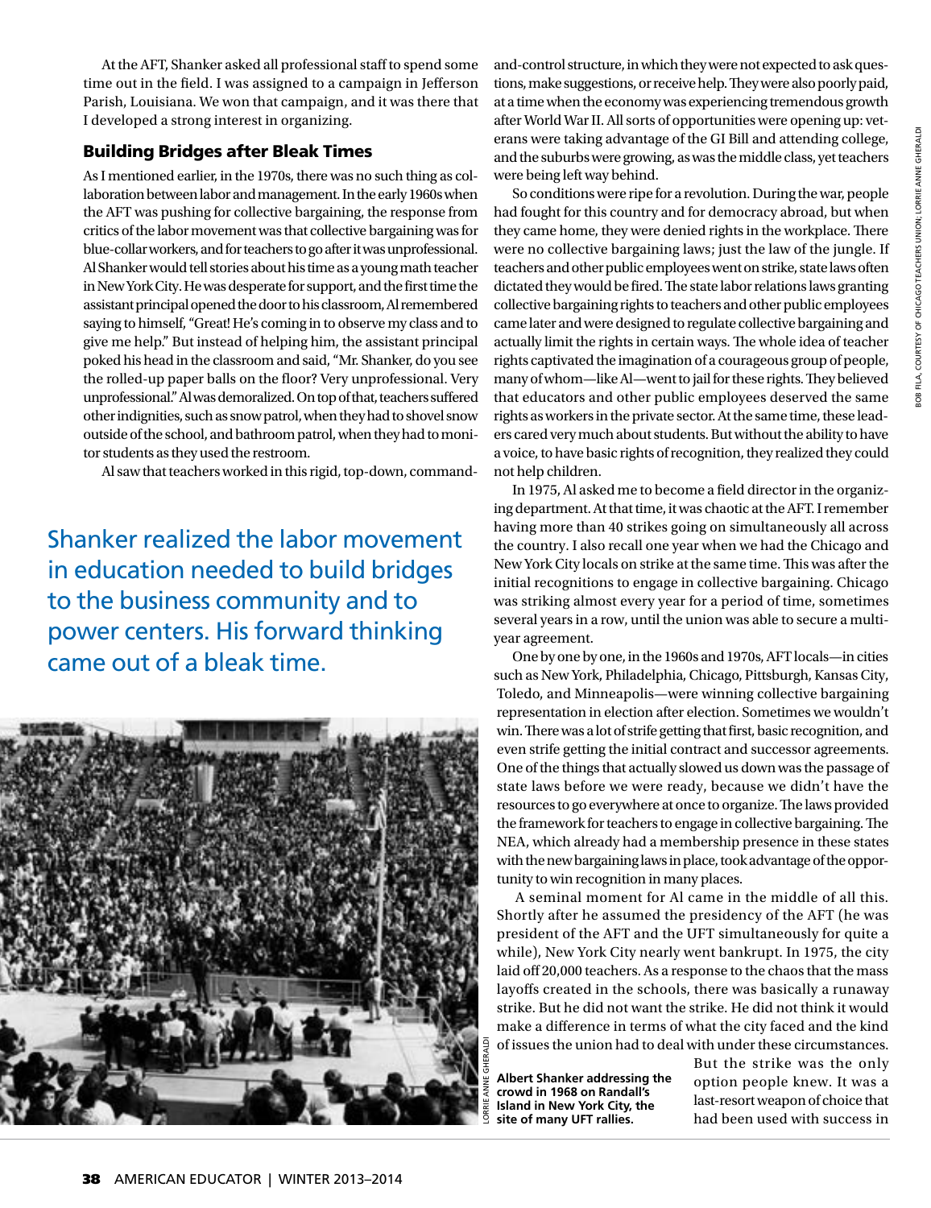At the AFT, Shanker asked all professional staff to spend some time out in the field. I was assigned to a campaign in Jefferson Parish, Louisiana. We won that campaign, and it was there that I developed a strong interest in organizing.

## Building Bridges after Bleak Times

As I mentioned earlier, in the 1970s, there was no such thing as collaboration between labor and management. In the early 1960s when the AFT was pushing for collective bargaining, the response from critics of the labor movement was that collective bargaining was for blue-collar workers, and for teachers to go after it was unprofessional. Al Shanker would tell stories about his time as a young math teacher in New York City. He was desperate for support, and the first time the assistant principal opened the door to his classroom, Al remembered saying to himself, "Great! He's coming in to observe my class and to give me help." But instead of helping him, the assistant principal poked his head in the classroom and said, "Mr. Shanker, do you see the rolled-up paper balls on the floor? Very unprofessional. Very unprofessional." Al was demoralized. On top of that, teachers suffered other indignities, such as snow patrol, when they had to shovel snow outside of the school, and bathroom patrol, when they had to monitor students as they used the restroom.

Al saw that teachers worked in this rigid, top-down, command-and-control structure, in which they were not expected to ask questions, make suggestions, or receive help. They were also poorly paid, at a time when the economy was experiencing tremendous growth after World War II. All sorts of opportunities were opening up: veterans were taking advantage of the GI Bill and attending college, and the suburbs were growing, as was the middle class, yet teachers were being left way behind.

> Shanker realized the labor movement in education needed to build bridges to the business community and to power centers. His forward thinking came out of a bleak time.

So conditions were ripe for a revolution. During the war, people had fought for this country and for democracy abroad, but when they came home, they were denied rights in the workplace. There were no collective bargaining laws; just the law of the jungle. If teachers and other public employees went on strike, state laws often dictated they would be fired. The state labor relations laws granting collective bargaining rights to teachers and other public employees came later and were designed to regulate collective bargaining and actually limit the rights in certain ways. The whole idea of teacher rights captivated the imagination of a courageous group of people, many of whom—like Al—went to jail for these rights. They believed that educators and other public employees deserved the same rights as workers in the private sector. At the same time, these leaders cared very much about students. But without the ability to have a voice, to have basic rights of recognition, they realized they could not help children.

In 1975, Al asked me to become a field director in the organizing department. At that time, it was chaotic at the AFT. I remember having more than 40 strikes going on simultaneously all across the country. I also recall one year when we had the Chicago and New York City locals on strike at the same time. This was after the initial recognitions to engage in collective bargaining. Chicago was striking almost every year for a period of time, sometimes several years in a row, until the union was able to secure a multiyear agreement.

One by one, in the 1960s and 1970s, AFT locals—in cities such as New York, Philadelphia, Chicago, Pittsburgh, Kansas City, Toledo, and Minneapolis—were winning collective bargaining representation in election after election. Sometimes we wouldn't win. There was a lot of strife getting that first, basic recognition, and even strife getting the initial contract and successor agreements. One of the things that actually slowed us down was the passage of state laws before we were ready, because we didn't have the resources to go everywhere at once to organize. The laws provided the framework for teachers to engage in collective bargaining. The NEA, which already had a membership presence in these states with the new bargaining laws in place, took advantage of the opportunity to win recognition in many places.

A seminal moment for Al came in the middle of all this. Shortly after he assumed the presidency of the AFT (he was president of the AFT and the UFT simultaneously for quite a while), New York City nearly went bankrupt. In 1975, the city laid off 20,000 teachers. As a response to the chaos that the mass layoffs created in the schools, there was basically a runaway strike. But he did not want the strike. He did not think it would make a difference in terms of what the city faced and the kind of issues the union had to deal with under these circumstances.

**Albert Shanker addressing the crowd in 1968 on Randall's Island in New York City, the site of many UFT rallies.**

But the strike was the only option people knew. It was a last-resort weapon of choice that had been used with success in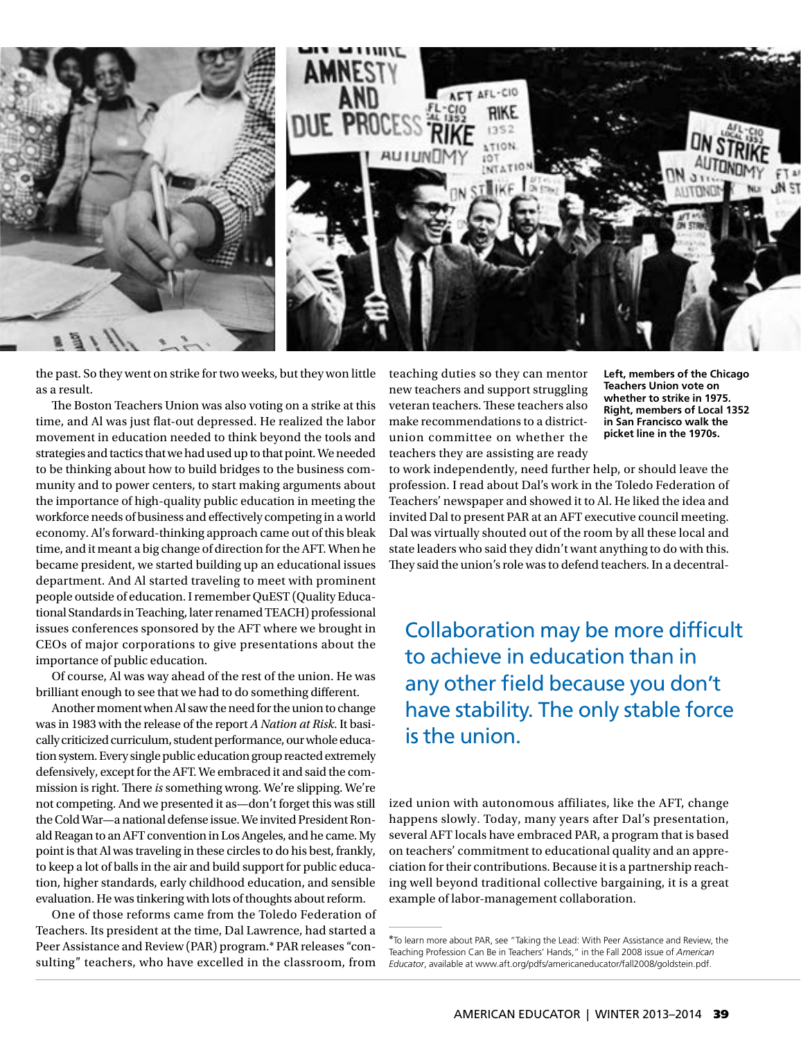the past. So they went on strike for two weeks, but they won little as a result.

The Boston Teachers Union was also voting on a strike at this time, and Al was just flat-out depressed. He realized the labor movement in education needed to think beyond the tools and strategies and tactics that we had used up to that point. We needed to be thinking about how to build bridges to the business community and to power centers, to start making arguments about the importance of high-quality public education in meeting the workforce needs of business and effectively competing in a world economy. Al's forward-thinking approach came out of this bleak time, and it meant a big change of direction for the AFT. When he became president, we started building up an educational issues department. And Al started traveling to meet with prominent people outside of education. I remember QuEST (Quality Educational Standards in Teaching, later renamed TEACH) professional issues conferences sponsored by the AFT where we brought in CEOs of major corporations to give presentations about the importance of public education.

Of course, Al was way ahead of the rest of the union. He was brilliant enough to see that we had to do something different.

Another moment when Al saw the need for the union to change was in 1983 with the release of the report *A Nation at Risk*. It basically criticized curriculum, student performance, our whole education system. Every single public education group reacted extremely defensively, except for the AFT. We embraced it and said the commission is right. There *is* something wrong. We're slipping. We're not competing. And we presented it as—don't forget this was still the Cold War—a national defense issue. We invited President Ronald Reagan to an AFT convention in Los Angeles, and he came. My point is that Al was traveling in these circles to do his best, frankly, to keep a lot of balls in the air and build support for public education, higher standards, early childhood education, and sensible evaluation. He was tinkering with lots of thoughts about reform.

One of those reforms came from the Toledo Federation of Teachers. Its president at the time, Dal Lawrence, had started a Peer Assistance and Review (PAR) program.* PAR releases "consulting" teachers, who have excelled in the classroom, from teaching duties so they can mentor new teachers and support struggling veteran teachers. These teachers also make recommendations to a district-union committee on whether the teachers they are assisting are ready to work independently, need further help, or should leave the profession. I read about Dal's work in the Toledo Federation of Teachers' newspaper and showed it to Al. He liked the idea and invited Dal to present PAR at an AFT executive council meeting. Dal was virtually shouted out of the room by all these local and state leaders who said they didn't want anything to do with this. They said the union's role was to defend teachers. In a decentralized union with autonomous affiliates, like the AFT, change happens slowly. Today, many years after Dal's presentation, several AFT locals have embraced PAR, a program that is based on teachers' commitment to educational quality and an appreciation for their contributions. Because it is a partnership reaching well beyond traditional collective bargaining, it is a great example of labor-management collaboration.

**Left, members of the Chicago Teachers Union vote on whether to strike in 1975. Right, members of Local 1352 in San Francisco walk the picket line in the 1970s.**

> Collaboration may be more difficult to achieve in education than in any other field because you don't have stability. The only stable force is the union.

*To learn more about PAR, see "Taking the Lead: With Peer Assistance and Review, the Teaching Profession Can Be in Teachers' Hands," in the Fall 2008 issue of *American Educator*, available at www.aft.org/pdfs/americaneducator/fall2008/goldstein.pdf.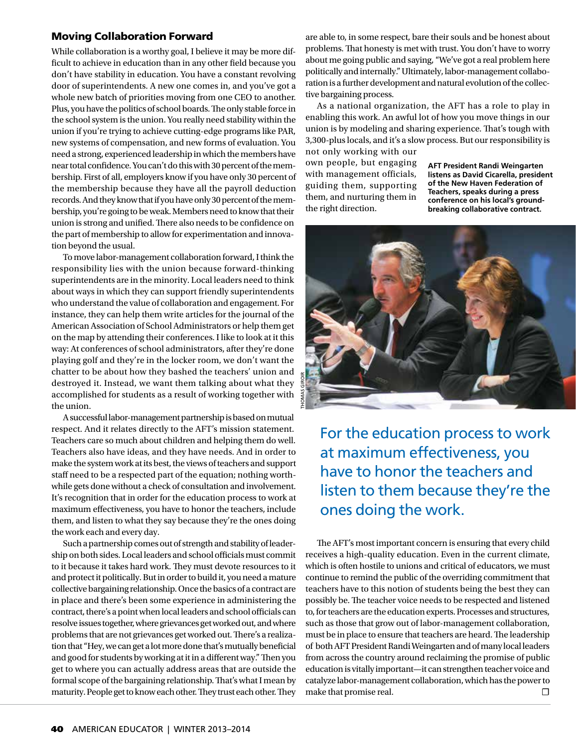## Moving Collaboration Forward

While collaboration is a worthy goal, I believe it may be more difficult to achieve in education than in any other field because you don't have stability in education. You have a constant revolving door of superintendents. A new one comes in, and you've got a whole new batch of priorities moving from one CEO to another. Plus, you have the politics of school boards. The only stable force in the school system is the union. You really need stability within the union if you're trying to achieve cutting-edge programs like PAR, new systems of compensation, and new forms of evaluation. You need a strong, experienced leadership in which the members have near total confidence. You can't do this with 30 percent of the membership. First of all, employers know if you have only 30 percent of the membership because they have all the payroll deduction records. And they know that if you have only 30 percent of the membership, you're going to be weak. Members need to know that their union is strong and unified. There also needs to be confidence on the part of membership to allow for experimentation and innovation beyond the usual.

To move labor-management collaboration forward, I think the responsibility lies with the union because forward-thinking superintendents are in the minority. Local leaders need to think about ways in which they can support friendly superintendents who understand the value of collaboration and engagement. For instance, they can help them write articles for the journal of the American Association of School Administrators or help them get on the map by attending their conferences. I like to look at it this way: At conferences of school administrators, after they're done playing golf and they're in the locker room, we don't want the chatter to be about how they bashed the teachers' union and destroyed it. Instead, we want them talking about what they accomplished for students as a result of working together with the union.

A successful labor-management partnership is based on mutual respect. And it relates directly to the AFT's mission statement. Teachers care so much about children and helping them do well. Teachers also have ideas, and they have needs. And in order to make the system work at its best, the views of teachers and support staff need to be a respected part of the equation; nothing worthwhile gets done without a check of consultation and involvement. It's recognition that in order for the education process to work at maximum effectiveness, you have to honor the teachers, include them, and listen to what they say because they're the ones doing the work each and every day.

Such a partnership comes out of strength and stability of leadership on both sides. Local leaders and school officials must commit to it because it takes hard work. They must devote resources to it and protect it politically. But in order to build it, you need a mature collective bargaining relationship. Once the basics of a contract are in place and there's been some experience in administering the contract, there's a point when local leaders and school officials can resolve issues together, where grievances get worked out, and where problems that are not grievances get worked out. There's a realization that "Hey, we can get a lot more done that's mutually beneficial and good for students by working at it in a different way." Then you get to where you can actually address areas that are outside the formal scope of the bargaining relationship. That's what I mean by maturity. People get to know each other. They trust each other. They are able to, in some respect, bare their souls and be honest about problems. That honesty is met with trust. You don't have to worry about me going public and saying, "We've got a real problem here politically and internally." Ultimately, labor-management collaboration is a further development and natural evolution of the collective bargaining process.

As a national organization, the AFT has a role to play in enabling this work. An awful lot of how you move things in our union is by modeling and sharing experience. That's tough with 3,300-plus locals, and it's a slow process. But our responsibility is not only working with our own people, but engaging with management officials, guiding them, supporting them, and nurturing them in the right direction.

**AFT President Randi Weingarten listens as David Cicarella, president of the New Haven Federation of Teachers, speaks during a press conference on his local's groundbreaking collaborative contract.**

THOMAS GIROIR

For the education process to work at maximum effectiveness, you have to honor the teachers and listen to them because they're the ones doing the work.

The AFT's most important concern is ensuring that every child receives a high-quality education. Even in the current climate, which is often hostile to unions and critical of educators, we must continue to remind the public of the overriding commitment that teachers have to this notion of students being the best they can possibly be. The teacher voice needs to be respected and listened to, for teachers are the education experts. Processes and structures, such as those that grow out of labor-management collaboration, must be in place to ensure that teachers are heard. The leadership of both AFT President Randi Weingarten and of many local leaders from across the country around reclaiming the promise of public education is vitally important—it can strengthen teacher voice and catalyze labor-management collaboration, which has the power to make that promise real. ☐